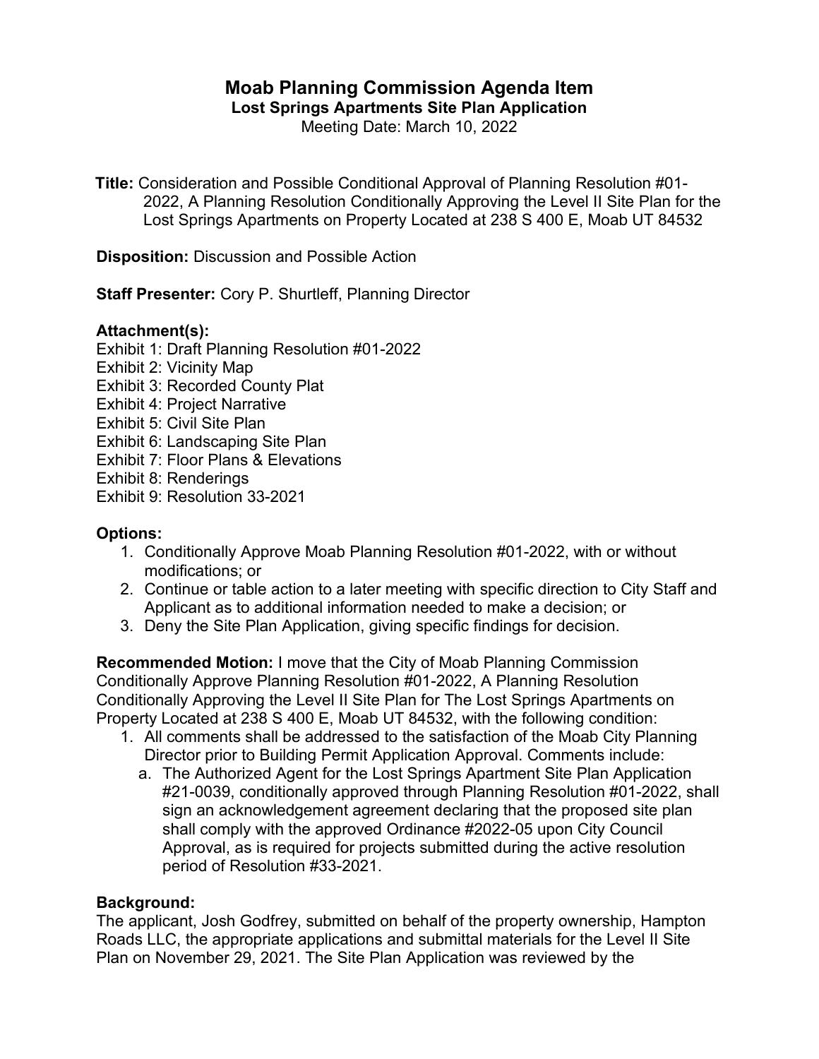# Moab Planning Commission Agenda Item

### Lost Springs Apartments Site Plan Application

Meeting Date: March 10, 2022

**Title:** Consideration and Possible Conditional Approval of Planning Resolution #01-2022, A Planning Resolution Conditionally Approving the Level II Site Plan for the Lost Springs Apartments on Property Located at 238 S 400 E, Moab UT 84532

**Disposition:** Discussion and Possible Action

**Staff Presenter:** Cory P. Shurtleff, Planning Director

### Attachment(s):

Exhibit 1: Draft Planning Resolution #01-2022
Exhibit 2: Vicinity Map
Exhibit 3: Recorded County Plat
Exhibit 4: Project Narrative
Exhibit 5: Civil Site Plan
Exhibit 6: Landscaping Site Plan
Exhibit 7: Floor Plans & Elevations
Exhibit 8: Renderings
Exhibit 9: Resolution 33-2021

### Options:

1. Conditionally Approve Moab Planning Resolution #01-2022, with or without modifications; or
2. Continue or table action to a later meeting with specific direction to City Staff and Applicant as to additional information needed to make a decision; or
3. Deny the Site Plan Application, giving specific findings for decision.

**Recommended Motion:** I move that the City of Moab Planning Commission Conditionally Approve Planning Resolution #01-2022, A Planning Resolution Conditionally Approving the Level II Site Plan for The Lost Springs Apartments on Property Located at 238 S 400 E, Moab UT 84532, with the following condition:

1. All comments shall be addressed to the satisfaction of the Moab City Planning Director prior to Building Permit Application Approval. Comments include:
   a. The Authorized Agent for the Lost Springs Apartment Site Plan Application #21-0039, conditionally approved through Planning Resolution #01-2022, shall sign an acknowledgement agreement declaring that the proposed site plan shall comply with the approved Ordinance #2022-05 upon City Council Approval, as is required for projects submitted during the active resolution period of Resolution #33-2021.

### Background:

The applicant, Josh Godfrey, submitted on behalf of the property ownership, Hampton Roads LLC, the appropriate applications and submittal materials for the Level II Site Plan on November 29, 2021. The Site Plan Application was reviewed by the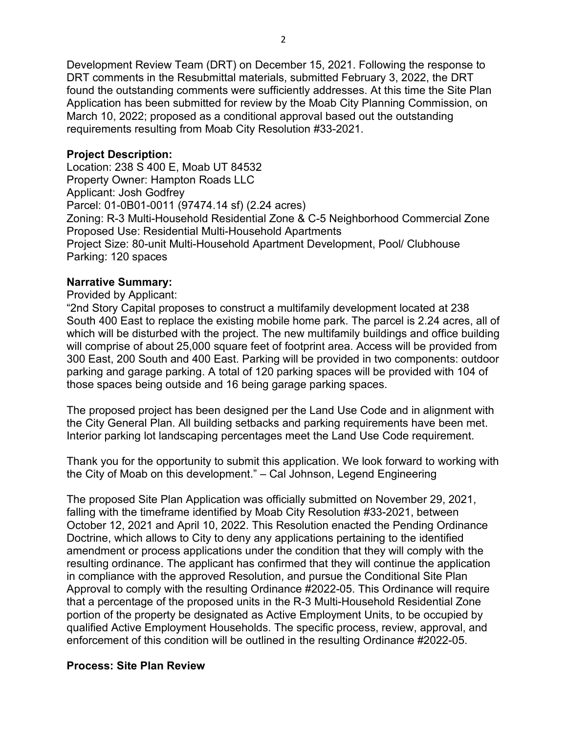Development Review Team (DRT) on December 15, 2021. Following the response to DRT comments in the Resubmittal materials, submitted February 3, 2022, the DRT found the outstanding comments were sufficiently addresses. At this time the Site Plan Application has been submitted for review by the Moab City Planning Commission, on March 10, 2022; proposed as a conditional approval based out the outstanding requirements resulting from Moab City Resolution #33-2021.

**Project Description:**

Location: 238 S 400 E, Moab UT 84532
Property Owner: Hampton Roads LLC
Applicant: Josh Godfrey
Parcel: 01-0B01-0011 (97474.14 sf) (2.24 acres)
Zoning: R-3 Multi-Household Residential Zone & C-5 Neighborhood Commercial Zone
Proposed Use: Residential Multi-Household Apartments
Project Size: 80-unit Multi-Household Apartment Development, Pool/ Clubhouse
Parking: 120 spaces

**Narrative Summary:**

Provided by Applicant:

"2nd Story Capital proposes to construct a multifamily development located at 238 South 400 East to replace the existing mobile home park. The parcel is 2.24 acres, all of which will be disturbed with the project. The new multifamily buildings and office building will comprise of about 25,000 square feet of footprint area. Access will be provided from 300 East, 200 South and 400 East. Parking will be provided in two components: outdoor parking and garage parking. A total of 120 parking spaces will be provided with 104 of those spaces being outside and 16 being garage parking spaces.

The proposed project has been designed per the Land Use Code and in alignment with the City General Plan. All building setbacks and parking requirements have been met. Interior parking lot landscaping percentages meet the Land Use Code requirement.

Thank you for the opportunity to submit this application. We look forward to working with the City of Moab on this development." – Cal Johnson, Legend Engineering

The proposed Site Plan Application was officially submitted on November 29, 2021, falling with the timeframe identified by Moab City Resolution #33-2021, between October 12, 2021 and April 10, 2022. This Resolution enacted the Pending Ordinance Doctrine, which allows to City to deny any applications pertaining to the identified amendment or process applications under the condition that they will comply with the resulting ordinance. The applicant has confirmed that they will continue the application in compliance with the approved Resolution, and pursue the Conditional Site Plan Approval to comply with the resulting Ordinance #2022-05. This Ordinance will require that a percentage of the proposed units in the R-3 Multi-Household Residential Zone portion of the property be designated as Active Employment Units, to be occupied by qualified Active Employment Households. The specific process, review, approval, and enforcement of this condition will be outlined in the resulting Ordinance #2022-05.

**Process: Site Plan Review**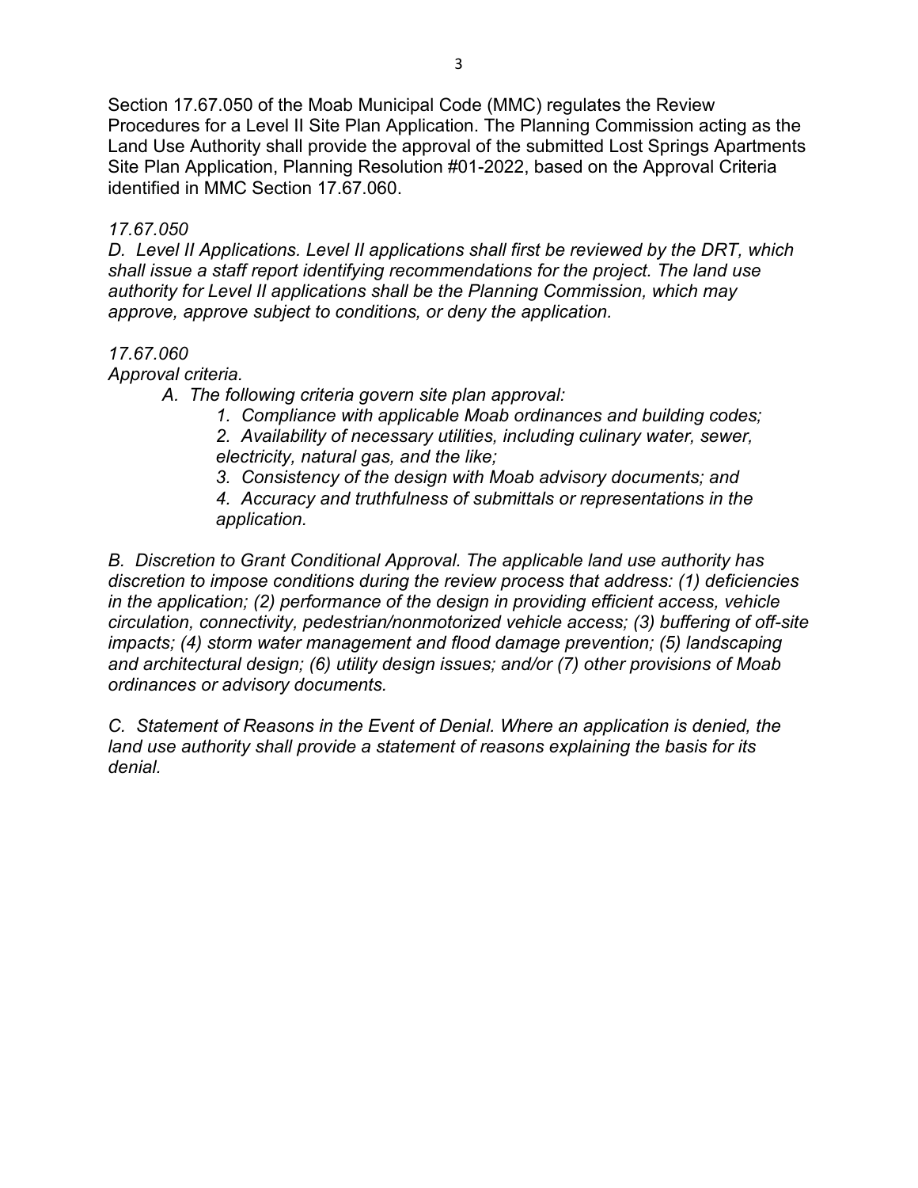Section 17.67.050 of the Moab Municipal Code (MMC) regulates the Review Procedures for a Level II Site Plan Application. The Planning Commission acting as the Land Use Authority shall provide the approval of the submitted Lost Springs Apartments Site Plan Application, Planning Resolution #01-2022, based on the Approval Criteria identified in MMC Section 17.67.060.

*17.67.050*

*D. Level II Applications. Level II applications shall first be reviewed by the DRT, which shall issue a staff report identifying recommendations for the project. The land use authority for Level II applications shall be the Planning Commission, which may approve, approve subject to conditions, or deny the application.*

*17.67.060*

*Approval criteria.*

*A. The following criteria govern site plan approval:*

*1. Compliance with applicable Moab ordinances and building codes;*

*2. Availability of necessary utilities, including culinary water, sewer, electricity, natural gas, and the like;*

*3. Consistency of the design with Moab advisory documents; and*

*4. Accuracy and truthfulness of submittals or representations in the application.*

*B. Discretion to Grant Conditional Approval. The applicable land use authority has discretion to impose conditions during the review process that address: (1) deficiencies in the application; (2) performance of the design in providing efficient access, vehicle circulation, connectivity, pedestrian/nonmotorized vehicle access; (3) buffering of off-site impacts; (4) storm water management and flood damage prevention; (5) landscaping and architectural design; (6) utility design issues; and/or (7) other provisions of Moab ordinances or advisory documents.*

*C. Statement of Reasons in the Event of Denial. Where an application is denied, the land use authority shall provide a statement of reasons explaining the basis for its denial.*